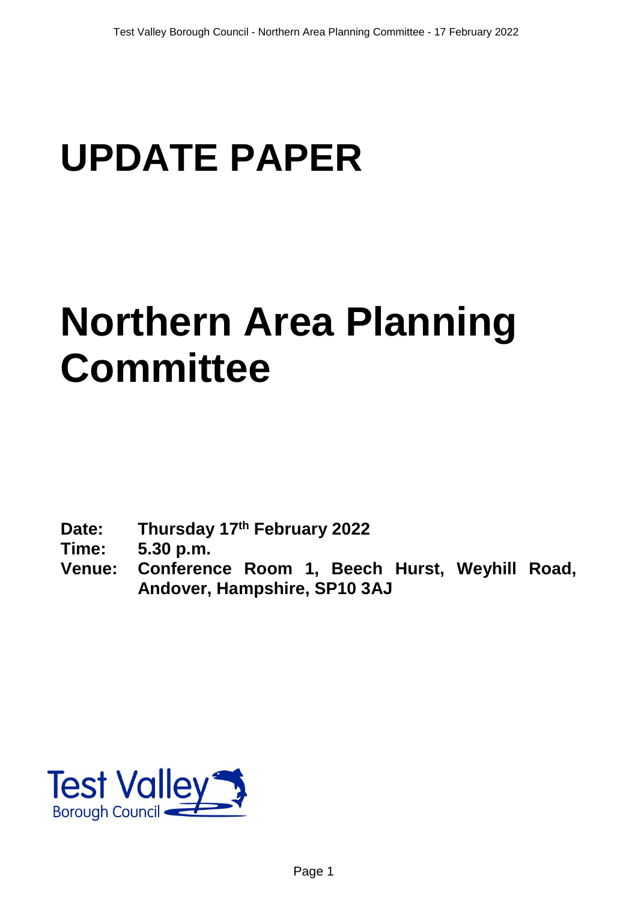# UPDATE PAPER

# Northern Area Planning Committee

**Date:** **Thursday 17th February 2022**
**Time:** **5.30 p.m.**
**Venue:** **Conference Room 1, Beech Hurst, Weyhill Road, Andover, Hampshire, SP10 3AJ**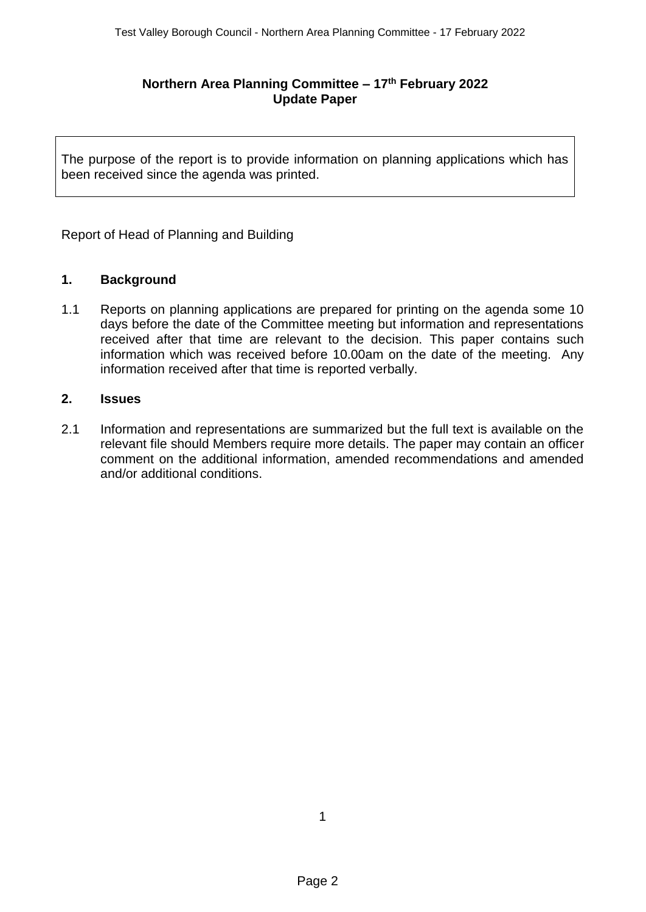**Northern Area Planning Committee – 17th February 2022**
**Update Paper**

The purpose of the report is to provide information on planning applications which has been received since the agenda was printed.

Report of Head of Planning and Building

## 1. Background

1.1 Reports on planning applications are prepared for printing on the agenda some 10 days before the date of the Committee meeting but information and representations received after that time are relevant to the decision. This paper contains such information which was received before 10.00am on the date of the meeting. Any information received after that time is reported verbally.

## 2. Issues

2.1 Information and representations are summarized but the full text is available on the relevant file should Members require more details. The paper may contain an officer comment on the additional information, amended recommendations and amended and/or additional conditions.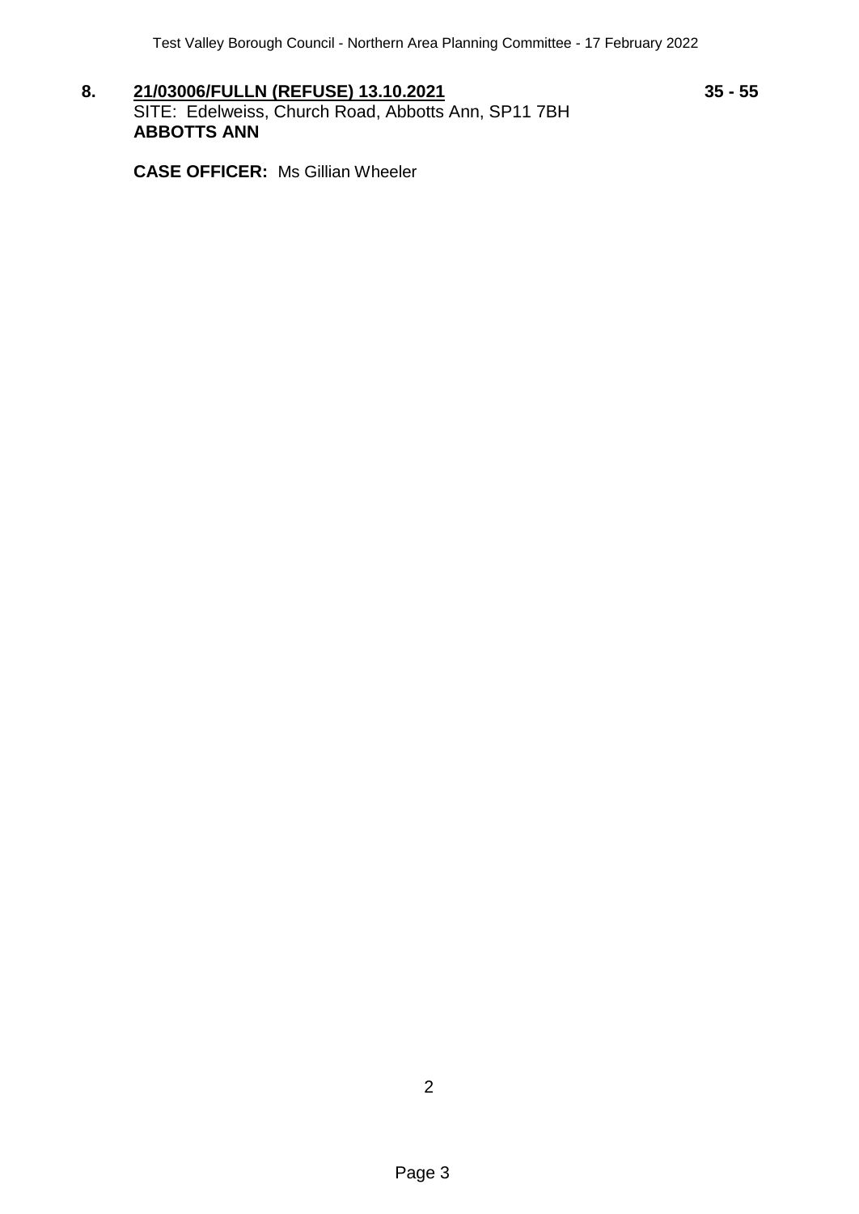**8. <u>21/03006/FULLN (REFUSE) 13.10.2021</u>** **35 - 55**

SITE: Edelweiss, Church Road, Abbotts Ann, SP11 7BH

**ABBOTTS ANN**

**CASE OFFICER:** Ms Gillian Wheeler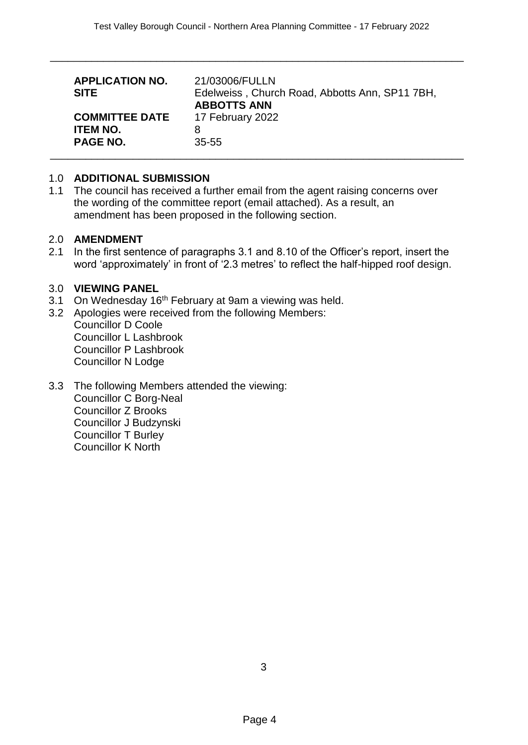| | |
|---|---|
| **APPLICATION NO.** | 21/03006/FULLN |
| **SITE** | Edelweiss , Church Road, Abbotts Ann, SP11 7BH, **ABBOTTS ANN** |
| **COMMITTEE DATE** | 17 February 2022 |
| **ITEM NO.** | 8 |
| **PAGE NO.** | 35-55 |

## 1.0 ADDITIONAL SUBMISSION

1.1 The council has received a further email from the agent raising concerns over the wording of the committee report (email attached). As a result, an amendment has been proposed in the following section.

## 2.0 AMENDMENT

2.1 In the first sentence of paragraphs 3.1 and 8.10 of the Officer's report, insert the word 'approximately' in front of '2.3 metres' to reflect the half-hipped roof design.

## 3.0 VIEWING PANEL

3.1 On Wednesday 16th February at 9am a viewing was held.

3.2 Apologies were received from the following Members:
Councillor D Coole
Councillor L Lashbrook
Councillor P Lashbrook
Councillor N Lodge

3.3 The following Members attended the viewing:
Councillor C Borg-Neal
Councillor Z Brooks
Councillor J Budzynski
Councillor T Burley
Councillor K North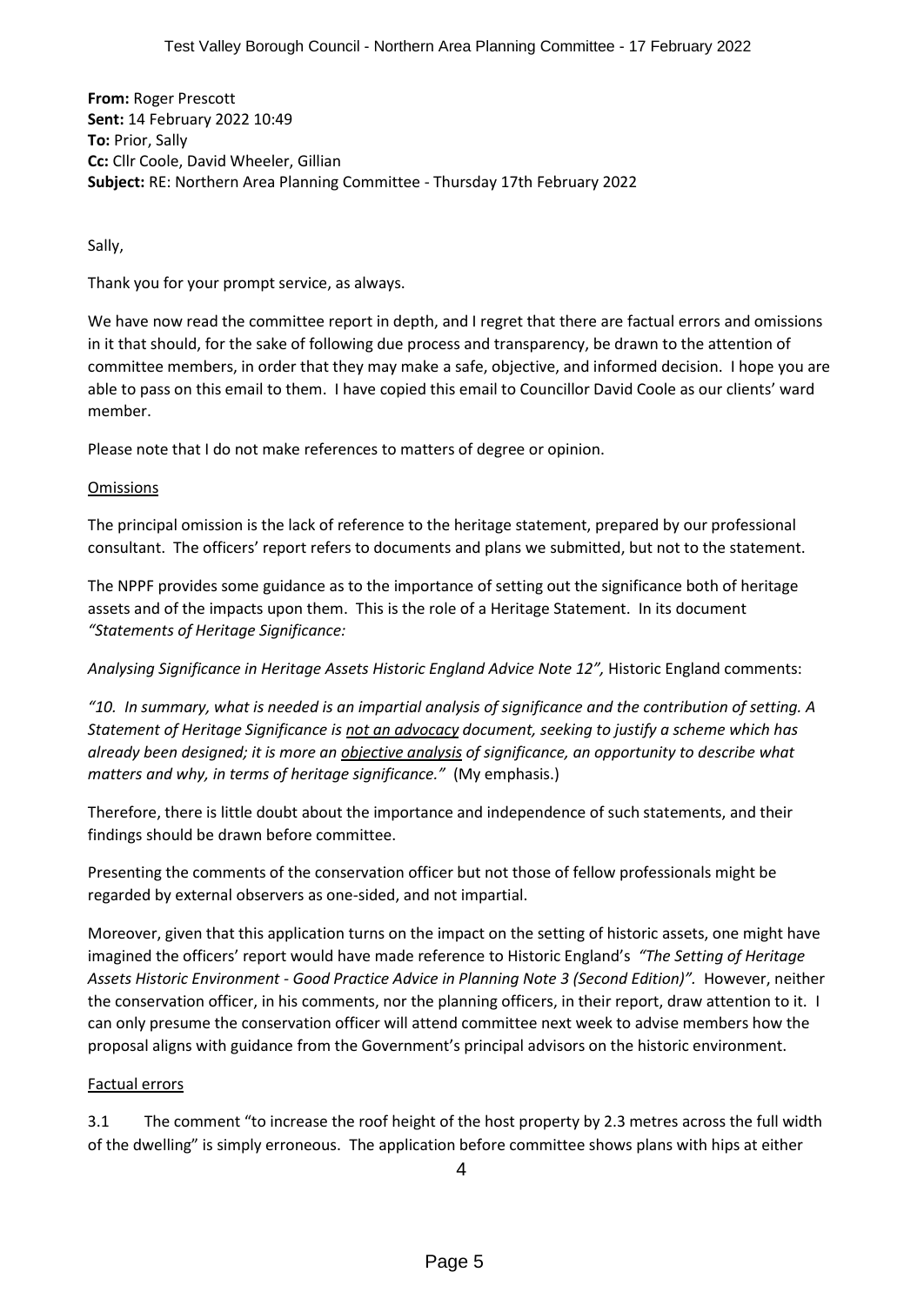**From:** Roger Prescott
**Sent:** 14 February 2022 10:49
**To:** Prior, Sally
**Cc:** Cllr Coole, David Wheeler, Gillian
**Subject:** RE: Northern Area Planning Committee - Thursday 17th February 2022

Sally,

Thank you for your prompt service, as always.

We have now read the committee report in depth, and I regret that there are factual errors and omissions in it that should, for the sake of following due process and transparency, be drawn to the attention of committee members, in order that they may make a safe, objective, and informed decision. I hope you are able to pass on this email to them. I have copied this email to Councillor David Coole as our clients' ward member.

Please note that I do not make references to matters of degree or opinion.

Omissions

The principal omission is the lack of reference to the heritage statement, prepared by our professional consultant. The officers' report refers to documents and plans we submitted, but not to the statement.

The NPPF provides some guidance as to the importance of setting out the significance both of heritage assets and of the impacts upon them. This is the role of a Heritage Statement. In its document *"Statements of Heritage Significance:*

*Analysing Significance in Heritage Assets Historic England Advice Note 12",* Historic England comments:

*"10. In summary, what is needed is an impartial analysis of significance and the contribution of setting. A Statement of Heritage Significance is not an advocacy document, seeking to justify a scheme which has already been designed; it is more an objective analysis of significance, an opportunity to describe what matters and why, in terms of heritage significance."* (My emphasis.)

Therefore, there is little doubt about the importance and independence of such statements, and their findings should be drawn before committee.

Presenting the comments of the conservation officer but not those of fellow professionals might be regarded by external observers as one-sided, and not impartial.

Moreover, given that this application turns on the impact on the setting of historic assets, one might have imagined the officers' report would have made reference to Historic England's *"The Setting of Heritage Assets Historic Environment - Good Practice Advice in Planning Note 3 (Second Edition)".* However, neither the conservation officer, in his comments, nor the planning officers, in their report, draw attention to it. I can only presume the conservation officer will attend committee next week to advise members how the proposal aligns with guidance from the Government's principal advisors on the historic environment.

Factual errors

3.1 The comment "to increase the roof height of the host property by 2.3 metres across the full width of the dwelling" is simply erroneous. The application before committee shows plans with hips at either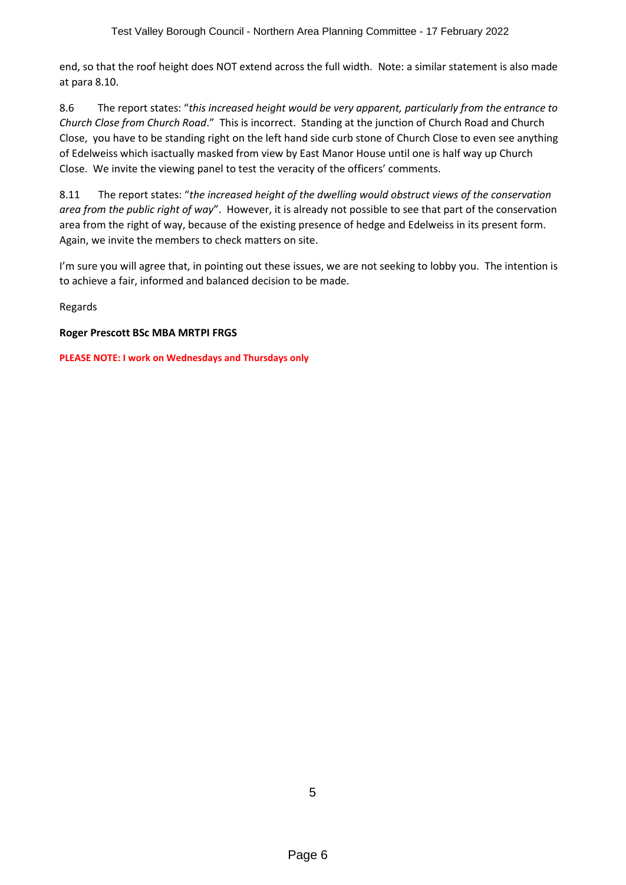end, so that the roof height does NOT extend across the full width. Note: a similar statement is also made at para 8.10.

8.6 The report states: "*this increased height would be very apparent, particularly from the entrance to Church Close from Church Road*." This is incorrect. Standing at the junction of Church Road and Church Close, you have to be standing right on the left hand side curb stone of Church Close to even see anything of Edelweiss which isactually masked from view by East Manor House until one is half way up Church Close. We invite the viewing panel to test the veracity of the officers' comments.

8.11 The report states: "*the increased height of the dwelling would obstruct views of the conservation area from the public right of way*". However, it is already not possible to see that part of the conservation area from the right of way, because of the existing presence of hedge and Edelweiss in its present form. Again, we invite the members to check matters on site.

I'm sure you will agree that, in pointing out these issues, we are not seeking to lobby you. The intention is to achieve a fair, informed and balanced decision to be made.

Regards

**Roger Prescott BSc MBA MRTPI FRGS**

**PLEASE NOTE: I work on Wednesdays and Thursdays only**